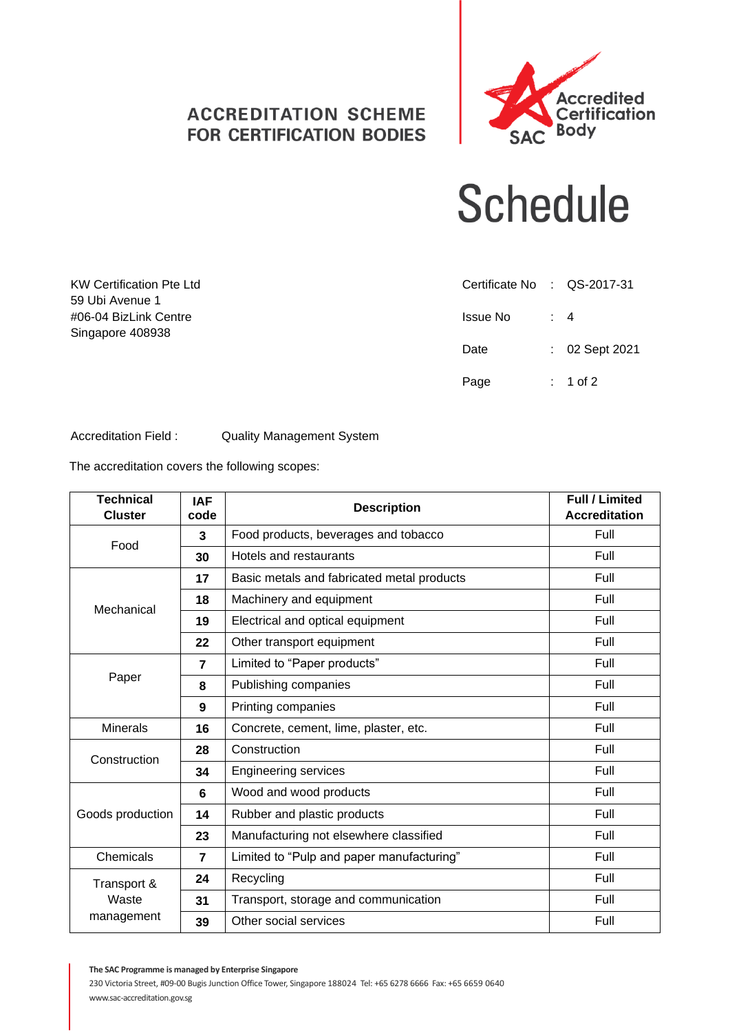ACCREDITATION SCHEME
FOR CERTIFICATION BODIES

SAC Accredited Certification Body

# Schedule

KW Certification Pte Ltd
59 Ubi Avenue 1
#06-04 BizLink Centre
Singapore 408938

| | | |
|---|---|---|
| Certificate No | : | QS-2017-31 |
| Issue No | : | 4 |
| Date | : | 02 Sept 2021 |
| Page | : | 1 of 2 |

Accreditation Field : Quality Management System

The accreditation covers the following scopes:

| Technical Cluster | IAF code | Description | Full / Limited Accreditation |
|---|---|---|---|
| Food | **3** | Food products, beverages and tobacco | Full |
| | **30** | Hotels and restaurants | Full |
| Mechanical | **17** | Basic metals and fabricated metal products | Full |
| | **18** | Machinery and equipment | Full |
| | **19** | Electrical and optical equipment | Full |
| | **22** | Other transport equipment | Full |
| Paper | **7** | Limited to "Paper products" | Full |
| | **8** | Publishing companies | Full |
| | **9** | Printing companies | Full |
| Minerals | **16** | Concrete, cement, lime, plaster, etc. | Full |
| Construction | **28** | Construction | Full |
| | **34** | Engineering services | Full |
| Goods production | **6** | Wood and wood products | Full |
| | **14** | Rubber and plastic products | Full |
| | **23** | Manufacturing not elsewhere classified | Full |
| Chemicals | **7** | Limited to "Pulp and paper manufacturing" | Full |
| Transport & Waste management | **24** | Recycling | Full |
| | **31** | Transport, storage and communication | Full |
| | **39** | Other social services | Full |

**The SAC Programme is managed by Enterprise Singapore**
230 Victoria Street, #09-00 Bugis Junction Office Tower, Singapore 188024 Tel: +65 6278 6666 Fax: +65 6659 0640
www.sac-accreditation.gov.sg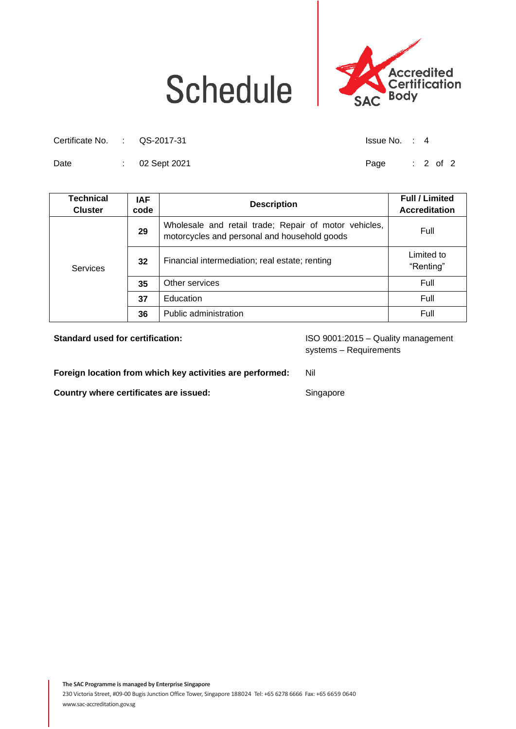# Schedule

Accredited Certification Body

SAC

| | | | |
|---|---|---|---|
| Certificate No. | : QS-2017-31 | Issue No. | : 4 |
| Date | : 02 Sept 2021 | Page | : 2 of 2 |

| Technical Cluster | IAF code | Description | Full / Limited Accreditation |
|---|---|---|---|
| Services | **29** | Wholesale and retail trade; Repair of motor vehicles, motorcycles and personal and household goods | Full |
| | **32** | Financial intermediation; real estate; renting | Limited to "Renting" |
| | **35** | Other services | Full |
| | **37** | Education | Full |
| | **36** | Public administration | Full |

**Standard used for certification:** ISO 9001:2015 – Quality management systems – Requirements

**Foreign location from which key activities are performed:** Nil

**Country where certificates are issued:** Singapore

**The SAC Programme is managed by Enterprise Singapore**
230 Victoria Street, #09-00 Bugis Junction Office Tower, Singapore 188024 Tel: +65 6278 6666 Fax: +65 6659 0640
www.sac-accreditation.gov.sg